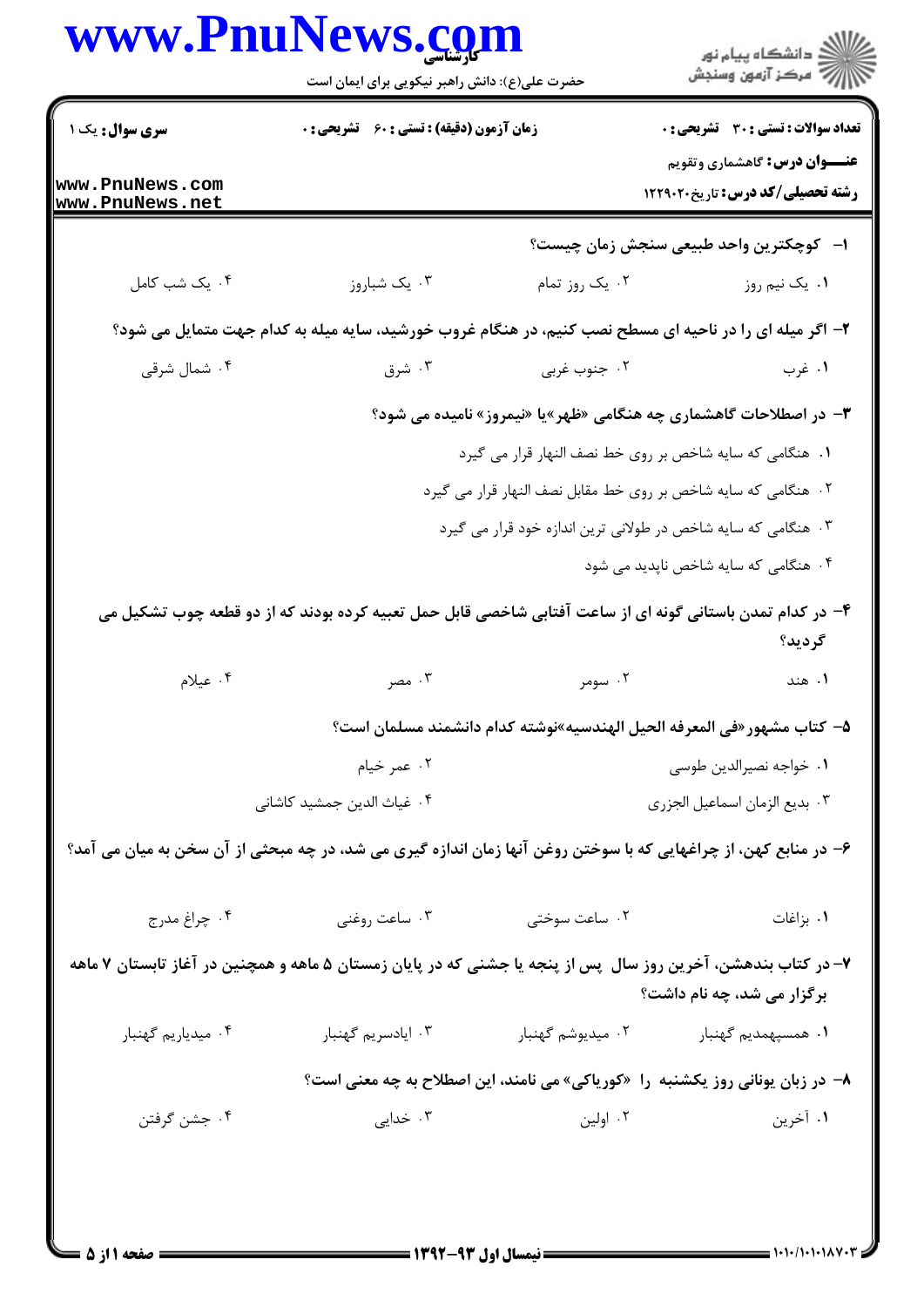**سری سوال:** یک ۱

**زمان آزمون (دقیقه) : تستی : ۶۰ تشریحی : ۰**

**تعداد سوالات : تستی : ۳۰ تشریحی : ۰**

**عنـــوان درس:** گاهشماری وتقویم

**رشته تحصیلی/کد درس:** تاریخ۱۲۲۹۰۲۰

۱- کوچکترین واحد طبیعی سنجش زمان چیست؟

۱. یک نیم روز ۲. یک روز تمام ۳. یک شباروز ۴. یک شب کامل

۲- اگر میله ای را در ناحیه ای مسطح نصب کنیم، در هنگام غروب خورشید، سایه میله به کدام جهت متمایل می شود؟

۱. غرب ۲. جنوب غربی ۳. شرق ۴. شمال شرقی

۳- در اصطلاحات گاهشماری چه هنگامی «ظهر»یا «نیمروز» نامیده می شود؟

۱. هنگامی که سایه شاخص بر روی خط نصف النهار قرار می گیرد

۲. هنگامی که سایه شاخص بر روی خط مقابل نصف النهار قرار می گیرد

۳. هنگامی که سایه شاخص در طولانی ترین اندازه خود قرار می گیرد

۴. هنگامی که سایه شاخص ناپدید می شود

۴- در کدام تمدن باستانی گونه ای از ساعت آفتابی شاخصی قابل حمل تعبیه کرده بودند که از دو قطعه چوب تشکیل می گردید؟

۱. هند ۲. سومر ۳. مصر ۴. عیلام

۵- کتاب مشهور«فی المعرفه الحیل الهندسیه»نوشته کدام دانشمند مسلمان است؟

۱. خواجه نصیرالدین طوسی ۲. عمر خیام

۳. بدیع الزمان اسماعیل الجزری ۴. غیاث الدین جمشید کاشانی

۶- در منابع کهن، از چراغهایی که با سوختن روغن آنها زمان اندازه گیری می شد، در چه مبحثی از آن سخن به میان می آمد؟

۱. بزاغات ۲. ساعت سوختی ۳. ساعت روغنی ۴. چراغ مدرج

۷- در کتاب بندهشن، آخرین روز سال پس از پنجه یا جشنی که در پایان زمستان ۵ ماهه و همچنین در آغاز تابستان ۷ ماهه برگزار می شد، چه نام داشت؟

۱. همسپهمدیم گهنبار ۲. میدیوشم گهنبار ۳. ایادسریم گهنبار ۴. میدیاریم گهنبار

۸- در زبان یونانی روز یکشنبه را «کوریاکی» می نامند، این اصطلاح به چه معنی است؟

۱. آخرین ۲. اولین ۳. خدایی ۴. جشن گرفتن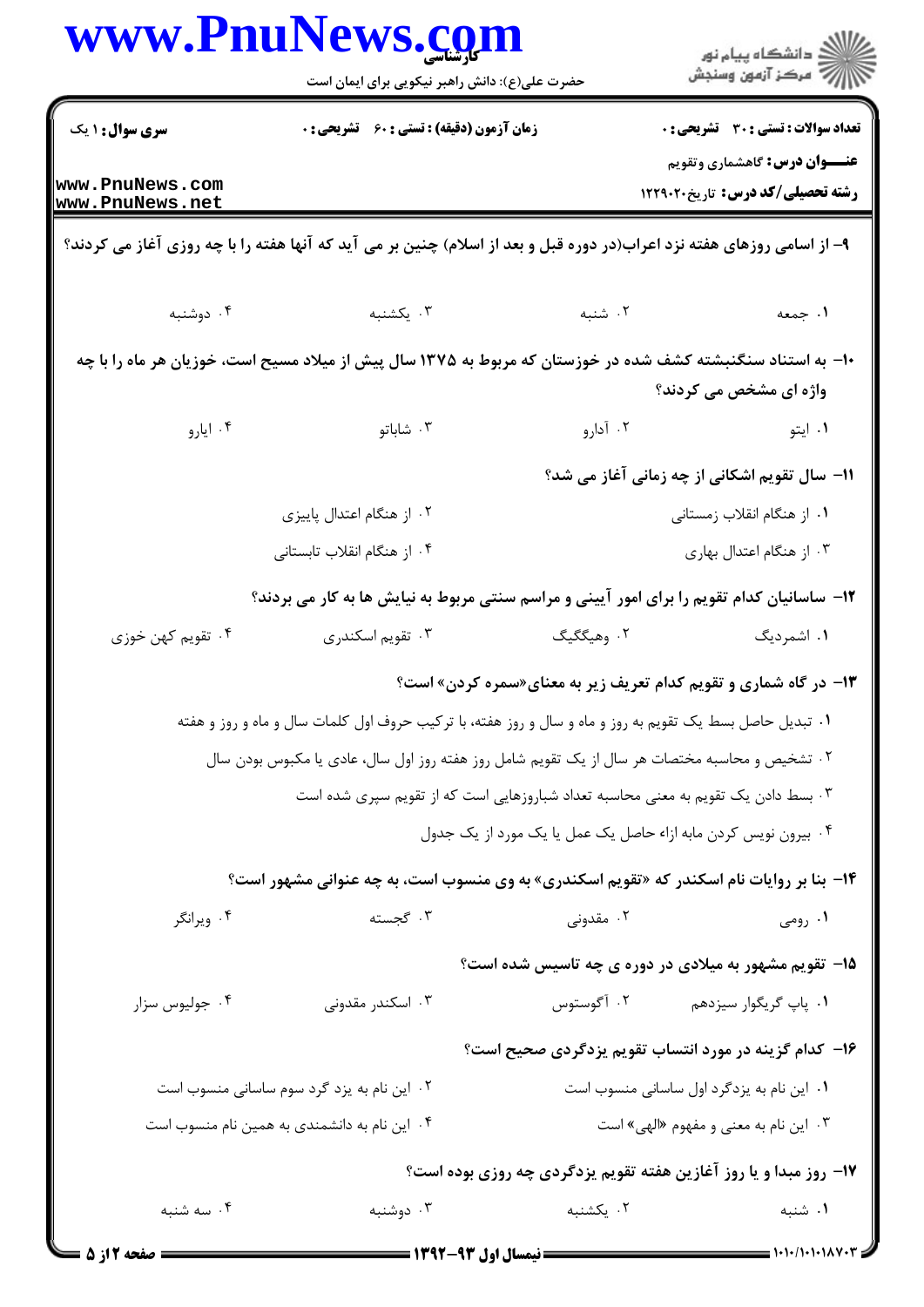۹- از اسامی روزهای هفته نزد اعراب(در دوره قبل و بعد از اسلام) چنین بر می آید که آنها هفته را با چه روزی آغاز می کردند؟

۱. جمعه
۲. شنبه
۳. یکشنبه
۴. دوشنبه

۱۰- به استناد سنگنبشته کشف شده در خوزستان که مربوط به ۱۳۷۵ سال پیش از میلاد مسیح است، خوزیان هر ماه را با چه واژه ای مشخص می کردند؟

۱. ایتو
۲. آدارو
۳. شاباتو
۴. ایارو

۱۱- سال تقویم اشکانی از چه زمانی آغاز می شد؟

۱. از هنگام انقلاب زمستانی
۲. از هنگام اعتدال پاییزی
۳. از هنگام اعتدال بهاری
۴. از هنگام انقلاب تابستانی

۱۲- ساسانیان کدام تقویم را برای امور آیینی و مراسم سنتی مربوط به نیایش ها به کار می بردند؟

۱. اشمردیگ
۲. وهیگگیگ
۳. تقویم اسکندری
۴. تقویم کهن خوزی

۱۳- در گاه شماری و تقویم کدام تعریف زیر به معنای«سمره کردن» است؟

۱. تبدیل حاصل بسط یک تقویم به روز و ماه و سال و روز هفته، با ترکیب حروف اول کلمات سال و ماه و روز و هفته
۲. تشخیص و محاسبه مختصات هر سال از یک تقویم شامل روز هفته روز اول سال، عادی یا مکبوس بودن سال
۳. بسط دادن یک تقویم به معنی محاسبه تعداد شباروزهایی است که از تقویم سپری شده است
۴. بیرون نویس کردن مابه ازاء حاصل یک عمل یا یک مورد از یک جدول

۱۴- بنا بر روایات نام اسکندر که «تقویم اسکندری» به وی منسوب است، به چه عنوانی مشهور است؟

۱. رومی
۲. مقدونی
۳. گجسته
۴. ویرانگر

۱۵- تقویم مشهور به میلادی در دوره ی چه تاسیس شده است؟

۱. پاپ گریگوار سیزدهم
۲. آگوستوس
۳. اسکندر مقدونی
۴. جولیوس سزار

۱۶- کدام گزینه در مورد انتساب تقویم یزدگردی صحیح است؟

۱. این نام به یزدگرد اول ساسانی منسوب است
۲. این نام به یزد گرد سوم ساسانی منسوب است
۳. این نام به معنی و مفهوم «الهی» است
۴. این نام به دانشمندی به همین نام منسوب است

۱۷- روز مبدا و یا روز آغازین هفته تقویم یزدگردی چه روزی بوده است؟

۱. شنبه
۲. یکشنبه
۳. دوشنبه
۴. سه شنبه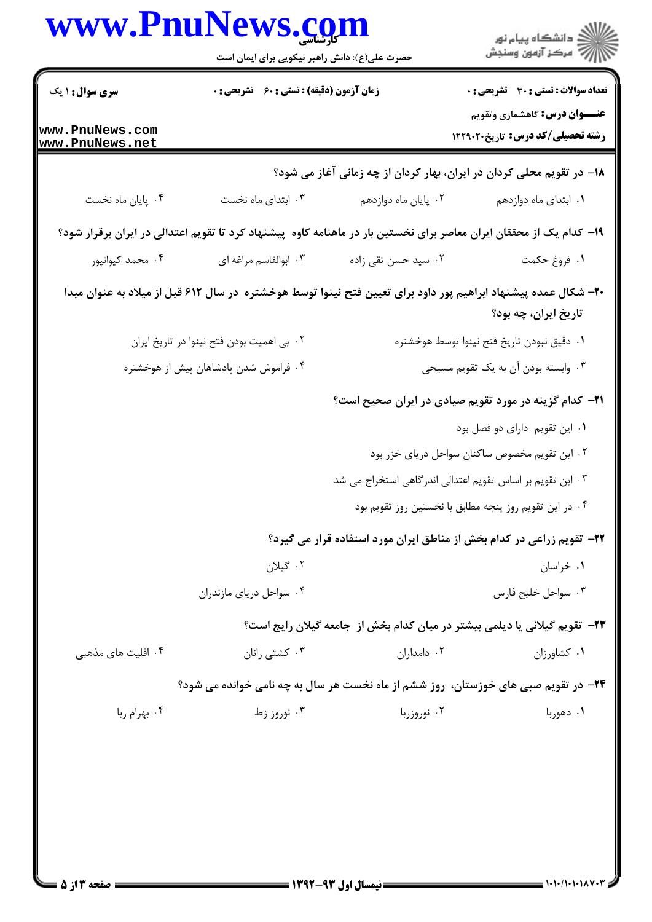**سری سوال:** ۱ یک

**زمان آزمون (دقیقه) : تستی :** ۶۰ **تشریحی :** ۰

**تعداد سوالات : تستی :** ۳۰ **تشریحی :** ۰

**عنـــوان درس:** گاهشماری وتقویم

**رشته تحصیلی/کد درس:** تاریخ۱۲۲۹۰۲۰

۱۸- در تقویم محلی کردان در ایران، بهار کردان از چه زمانی آغاز می شود؟

۱. ابتدای ماه دوازدهم
۲. پایان ماه دوازدهم
۳. ابتدای ماه نخست
۴. پایان ماه نخست

۱۹- کدام یک از محققان ایران معاصر برای نخستین بار در ماهنامه کاوه پیشنهاد کرد تا تقویم اعتدالی در ایران برقرار شود؟

۱. فروغ حکمت
۲. سید حسن تقی زاده
۳. ابوالقاسم مراغه ای
۴. محمد کیوانپور

۲۰- اشکال عمده پیشنهاد ابراهیم پور داود برای تعیین فتح نینوا توسط هوخشتره در سال ۶۱۲ قبل از میلاد به عنوان مبدا تاریخ ایران، چه بود؟

۱. دقیق نبودن تاریخ فتح نینوا توسط هوخشتره
۲. بی اهمیت بودن فتح نینوا در تاریخ ایران
۳. وابسته بودن آن به یک تقویم مسیحی
۴. فراموش شدن پادشاهان پیش از هوخشتره

۲۱- کدام گزینه در مورد تقویم صیادی در ایران صحیح است؟

۱. این تقویم دارای دو فصل بود
۲. این تقویم مخصوص ساکنان سواحل دریای خزر بود
۳. این تقویم بر اساس تقویم اعتدالی اندرگاهی استخراج می شد
۴. در این تقویم روز پنجه مطابق با نخستین روز تقویم بود

۲۲- تقویم زراعی در کدام بخش از مناطق ایران مورد استفاده قرار می گیرد؟

۱. خراسان
۲. گیلان
۳. سواحل خلیج فارس
۴. سواحل دریای مازندران

۲۳- تقویم گیلانی یا دیلمی بیشتر در میان کدام بخش از جامعه گیلان رایج است؟

۱. کشاورزان
۲. دامداران
۳. کشتی رانان
۴. اقلیت های مذهبی

۲۴- در تقویم صبی های خوزستان، روز ششم از ماه نخست هر سال به چه نامی خوانده می شود؟

۱. دهوربا
۲. نوروزربا
۳. نوروز زط
۴. بهرام ربا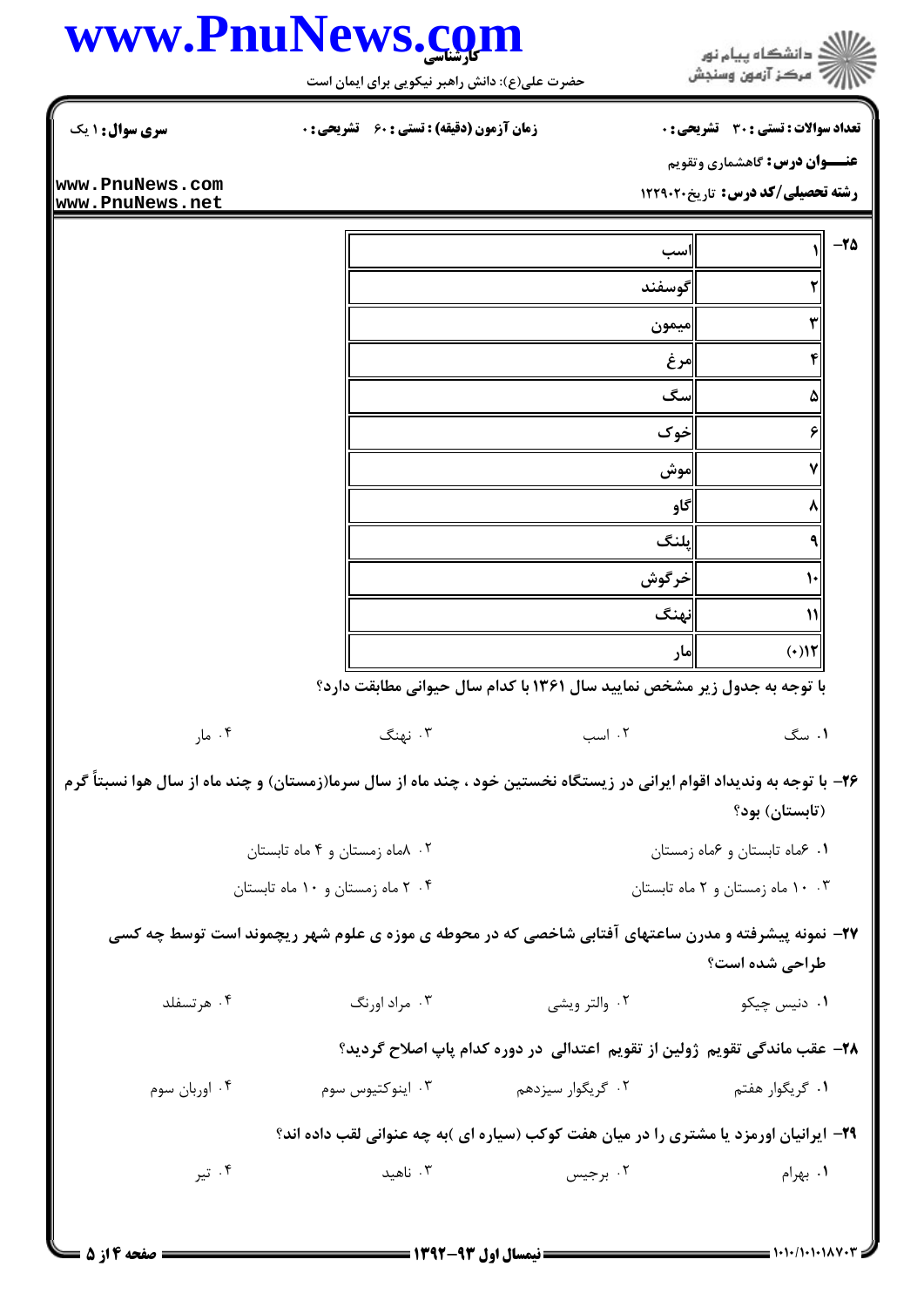**سری سوال:** ۱ یک

**زمان آزمون (دقیقه) : تستی : ۶۰ تشریحی : ۰**

**تعداد سوالات : تستی : ۳۰ تشریحی : ۰**

**عنـــوان درس:** گاهشماری وتقویم

**رشته تحصیلی/کد درس:** تاریخ۱۲۲۹۰۲۰

۲۵- با توجه به جدول زیر مشخص نمایید سال ۱۳۶۱ با کدام سال حیوانی مطابقت دارد؟

| | |
|---|---|
| ۱ | اسب |
| ۲ | گوسفند |
| ۳ | میمون |
| ۴ | مرغ |
| ۵ | سگ |
| ۶ | خوک |
| ۷ | موش |
| ۸ | گاو |
| ۹ | پلنگ |
| ۱۰ | خرگوش |
| ۱۱ | نهنگ |
| ۱۲(۰) | مار |

۱. سگ
۲. اسب
۳. نهنگ
۴. مار

۲۶- با توجه به وندیداد اقوام ایرانی در زیستگاه نخستین خود ، چند ماه از سال سرما(زمستان) و چند ماه از سال هوا نسبتاً گرم (تابستان) بود؟

۱. ۶ماه تابستان و ۶ماه زمستان
۲. ۸ماه زمستان و ۴ ماه تابستان
۳. ۱۰ ماه زمستان و ۲ ماه تابستان
۴. ۲ ماه زمستان و ۱۰ ماه تابستان

۲۷- نمونه پیشرفته و مدرن ساعتهای آفتابی شاخصی که در محوطه ی موزه ی علوم شهر ریچموند است توسط چه کسی طراحی شده است؟

۱. دنیس چیکو
۲. والتر ویشی
۳. مراد اورنگ
۴. هرتسفلد

۲۸- عقب ماندگی تقویم ژولین از تقویم اعتدالی در دوره کدام پاپ اصلاح گردید؟

۱. گریگوار هفتم
۲. گریگوار سیزدهم
۳. اینوکتیوس سوم
۴. اوربان سوم

۲۹- ایرانیان اورمزد یا مشتری را در میان هفت کوکب (سیاره ای )به چه عنوانی لقب داده اند؟

۱. بهرام
۲. برجیس
۳. ناهید
۴. تیر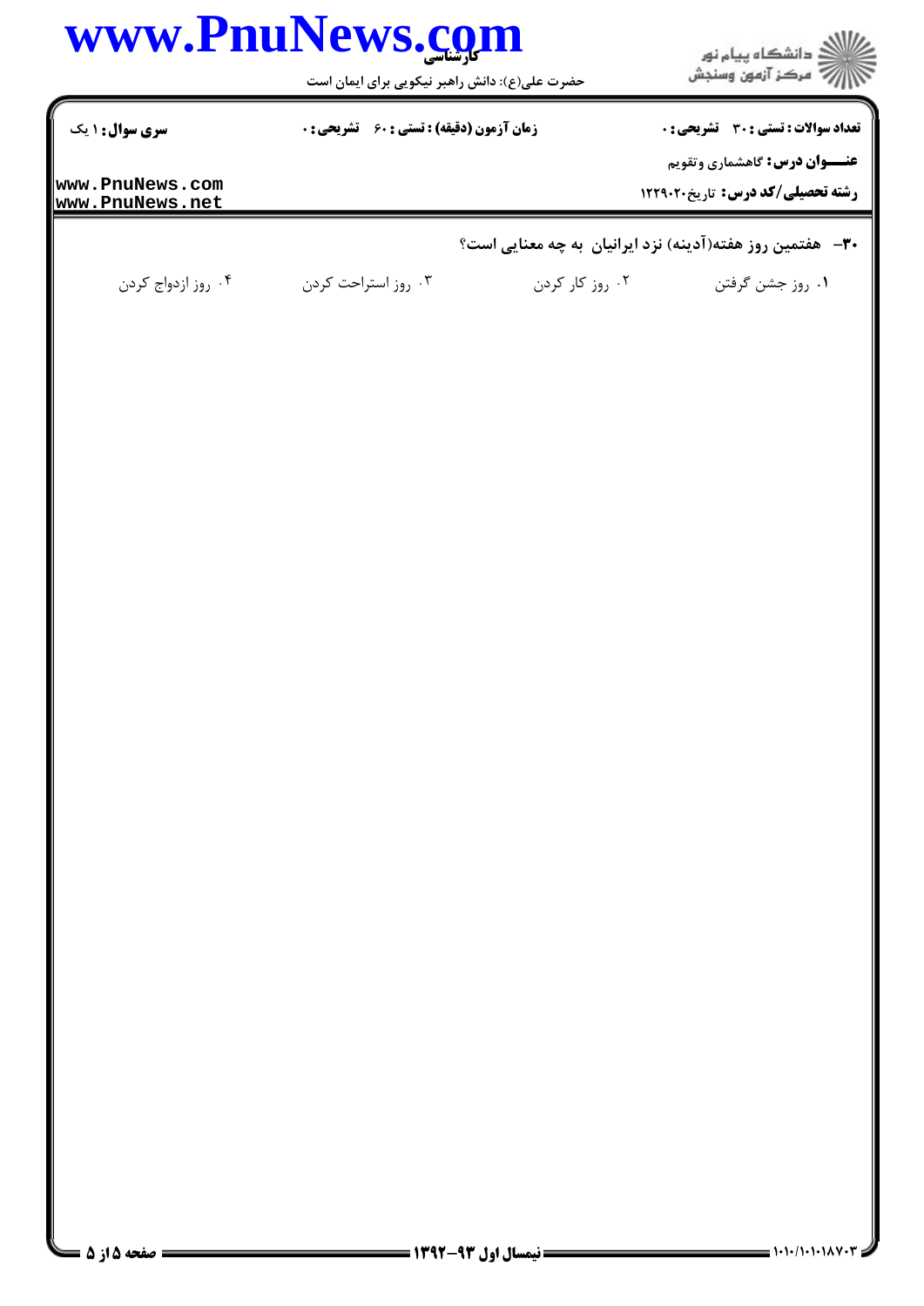**سری سوال:** ۱ یک | **زمان آزمون (دقیقه) : تستی :** ۶۰ **تشریحی :** ۰ | **تعداد سوالات : تستی :** ۳۰ **تشریحی :** ۰

**عنـــوان درس:** گاهشماری وتقویم

**رشته تحصیلی/کد درس:** تاریخ۱۲۲۹۰۲۰

**۳۰- هفتمین روز هفته(آدینه) نزد ایرانیان به چه معنایی است؟**

۱. روز جشن گرفتن

۲. روز کار کردن

۳. روز استراحت کردن

۴. روز ازدواج کردن